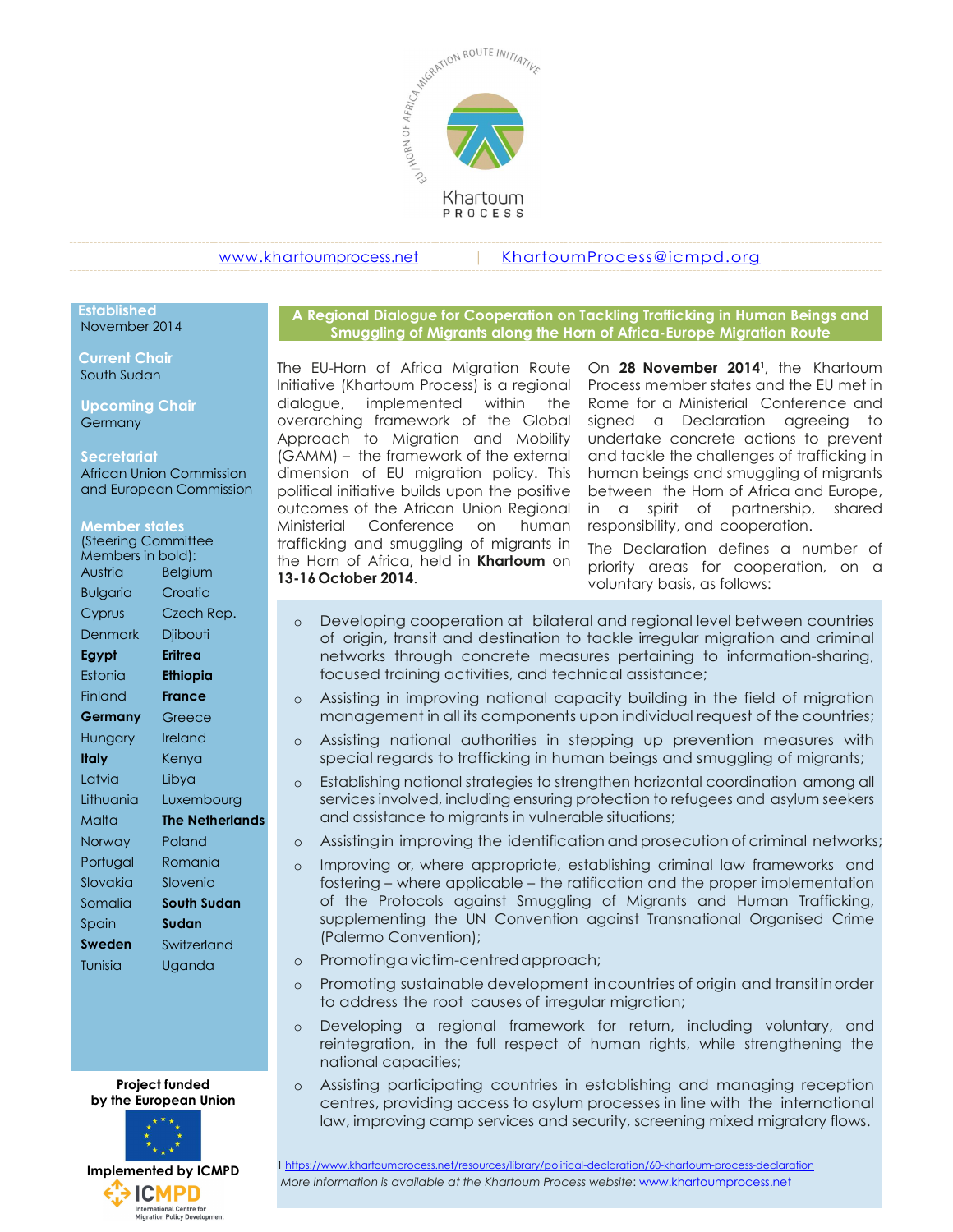EU-HORN OF AFRICA MIGRATION ROUTE INITIATIVE

Khartoum PROCESS

www.khartoumprocess.net | KhartoumProcess@icmpd.org

**Established**
November 2014

**Current Chair**
South Sudan

**Upcoming Chair**
Germany

**Secretariat**
African Union Commission and European Commission

**Member states**
(Steering Committee Members in bold):

| | |
|---|---|
| Austria | Belgium |
| Bulgaria | Croatia |
| Cyprus | Czech Rep. |
| Denmark | Djibouti |
| **Egypt** | **Eritrea** |
| Estonia | **Ethiopia** |
| Finland | **France** |
| **Germany** | Greece |
| Hungary | Ireland |
| **Italy** | Kenya |
| Latvia | Libya |
| Lithuania | Luxembourg |
| Malta | **The Netherlands** |
| Norway | Poland |
| Portugal | Romania |
| Slovakia | Slovenia |
| Somalia | **South Sudan** |
| Spain | **Sudan** |
| **Sweden** | Switzerland |
| Tunisia | Uganda |

## A Regional Dialogue for Cooperation on Tackling Trafficking in Human Beings and Smuggling of Migrants along the Horn of Africa-Europe Migration Route

The EU-Horn of Africa Migration Route Initiative (Khartoum Process) is a regional dialogue, implemented within the overarching framework of the Global Approach to Migration and Mobility (GAMM) – the framework of the external dimension of EU migration policy. This political initiative builds upon the positive outcomes of the African Union Regional Ministerial Conference on human trafficking and smuggling of migrants in the Horn of Africa, held in **Khartoum** on **13-16 October 2014**.

On **28 November 2014**[1], the Khartoum Process member states and the EU met in Rome for a Ministerial Conference and signed a Declaration agreeing to undertake concrete actions to prevent and tackle the challenges of trafficking in human beings and smuggling of migrants between the Horn of Africa and Europe, in a spirit of partnership, shared responsibility, and cooperation.

The Declaration defines a number of priority areas for cooperation, on a voluntary basis, as follows:

- Developing cooperation at bilateral and regional level between countries of origin, transit and destination to tackle irregular migration and criminal networks through concrete measures pertaining to information-sharing, focused training activities, and technical assistance;
- Assisting in improving national capacity building in the field of migration management in all its components upon individual request of the countries;
- Assisting national authorities in stepping up prevention measures with special regards to trafficking in human beings and smuggling of migrants;
- Establishing national strategies to strengthen horizontal coordination among all services involved, including ensuring protection to refugees and asylum seekers and assistance to migrants in vulnerable situations;
- Assisting in improving the identification and prosecution of criminal networks;
- Improving or, where appropriate, establishing criminal law frameworks and fostering – where applicable – the ratification and the proper implementation of the Protocols against Smuggling of Migrants and Human Trafficking, supplementing the UN Convention against Transnational Organised Crime (Palermo Convention);
- Promoting a victim-centred approach;
- Promoting sustainable development in countries of origin and transit in order to address the root causes of irregular migration;
- Developing a regional framework for return, including voluntary, and reintegration, in the full respect of human rights, while strengthening the national capacities;
- Assisting participating countries in establishing and managing reception centres, providing access to asylum processes in line with the international law, improving camp services and security, screening mixed migratory flows.

1 https://www.khartoumprocess.net/resources/library/political-declaration/60-khartoum-process-declaration

*More information is available at the Khartoum Process website: www.khartoumprocess.net*

**Project funded by the European Union**

**Implemented by ICMPD**

ICMPD International Centre for Migration Policy Development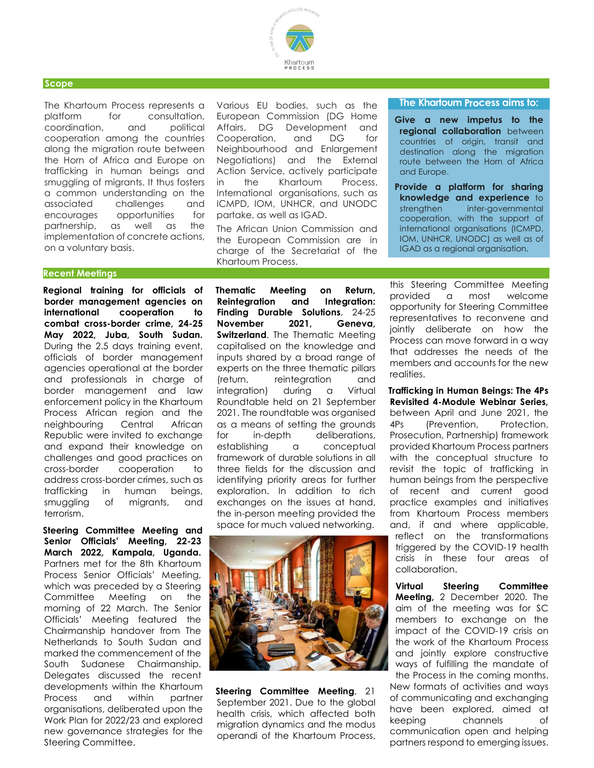## Scope

The Khartoum Process represents a platform for consultation, coordination, and political cooperation among the countries along the migration route between the Horn of Africa and Europe on trafficking in human beings and smuggling of migrants. It thus fosters a common understanding on the associated challenges and encourages opportunities for partnership, as well as the implementation of concrete actions, on a voluntary basis.

Various EU bodies, such as the European Commission (DG Home Affairs, DG Development and Cooperation, and DG for Neighbourhood and Enlargement Negotiations) and the External Action Service, actively participate in the Khartoum Process. International organisations, such as ICMPD, IOM, UNHCR, and UNODC partake, as well as IGAD.

The African Union Commission and the European Commission are in charge of the Secretariat of the Khartoum Process.

### The Khartoum Process aims to:

**Give a new impetus to the regional collaboration** between countries of origin, transit and destination along the migration route between the Horn of Africa and Europe.

**Provide a platform for sharing knowledge and experience** to strengthen inter-governmental cooperation, with the support of international organisations (ICMPD, IOM, UNHCR, UNODC) as well as of IGAD as a regional organisation.

## Recent Meetings

**Regional training for officials of border management agencies on international cooperation to combat cross-border crime, 24-25 May 2022, Juba, South Sudan.** During the 2.5 days training event, officials of border management agencies operational at the border and professionals in charge of border management and law enforcement policy in the Khartoum Process African region and the neighbouring Central African Republic were invited to exchange and expand their knowledge on challenges and good practices on cross-border cooperation to address cross-border crimes, such as trafficking in human beings, smuggling of migrants, and terrorism.

**Steering Committee Meeting and Senior Officials' Meeting, 22-23 March 2022, Kampala, Uganda.** Partners met for the 8th Khartoum Process Senior Officials' Meeting, which was preceded by a Steering Committee Meeting on the morning of 22 March. The Senior Officials' Meeting featured the Chairmanship handover from The Netherlands to South Sudan and marked the commencement of the South Sudanese Chairmanship. Delegates discussed the recent developments within the Khartoum Process and within partner organisations, deliberated upon the Work Plan for 2022/23 and explored new governance strategies for the Steering Committee.

**Thematic Meeting on Return, Reintegration and Integration: Finding Durable Solutions**, 24-25 November 2021, Geneva, Switzerland. The Thematic Meeting capitalised on the knowledge and inputs shared by a broad range of experts on the three thematic pillars (return, reintegration and integration) during a Virtual Roundtable held on 21 September 2021. The roundtable was organised as a means of setting the grounds for in-depth deliberations, establishing a conceptual framework of durable solutions in all three fields for the discussion and identifying priority areas for further exploration. In addition to rich exchanges on the issues at hand, the in-person meeting provided the space for much valued networking.

**Steering Committee Meeting**, 21 September 2021. Due to the global health crisis, which affected both migration dynamics and the modus operandi of the Khartoum Process, this Steering Committee Meeting provided a most welcome opportunity for Steering Committee representatives to reconvene and jointly deliberate on how the Process can move forward in a way that addresses the needs of the members and accounts for the new realities.

**Trafficking in Human Beings: The 4Ps Revisited 4-Module Webinar Series,** between April and June 2021, the 4Ps (Prevention, Protection, Prosecution, Partnership) framework provided Khartoum Process partners with the conceptual structure to revisit the topic of trafficking in human beings from the perspective of recent and current good practice examples and initiatives from Khartoum Process members and, if and where applicable, reflect on the transformations triggered by the COVID-19 health crisis in these four areas of collaboration.

**Virtual Steering Committee Meeting,** 2 December 2020. The aim of the meeting was for SC members to exchange on the impact of the COVID-19 crisis on the work of the Khartoum Process and jointly explore constructive ways of fulfilling the mandate of the Process in the coming months. New formats of activities and ways of communicating and exchanging have been explored, aimed at keeping channels of communication open and helping partners respond to emerging issues.